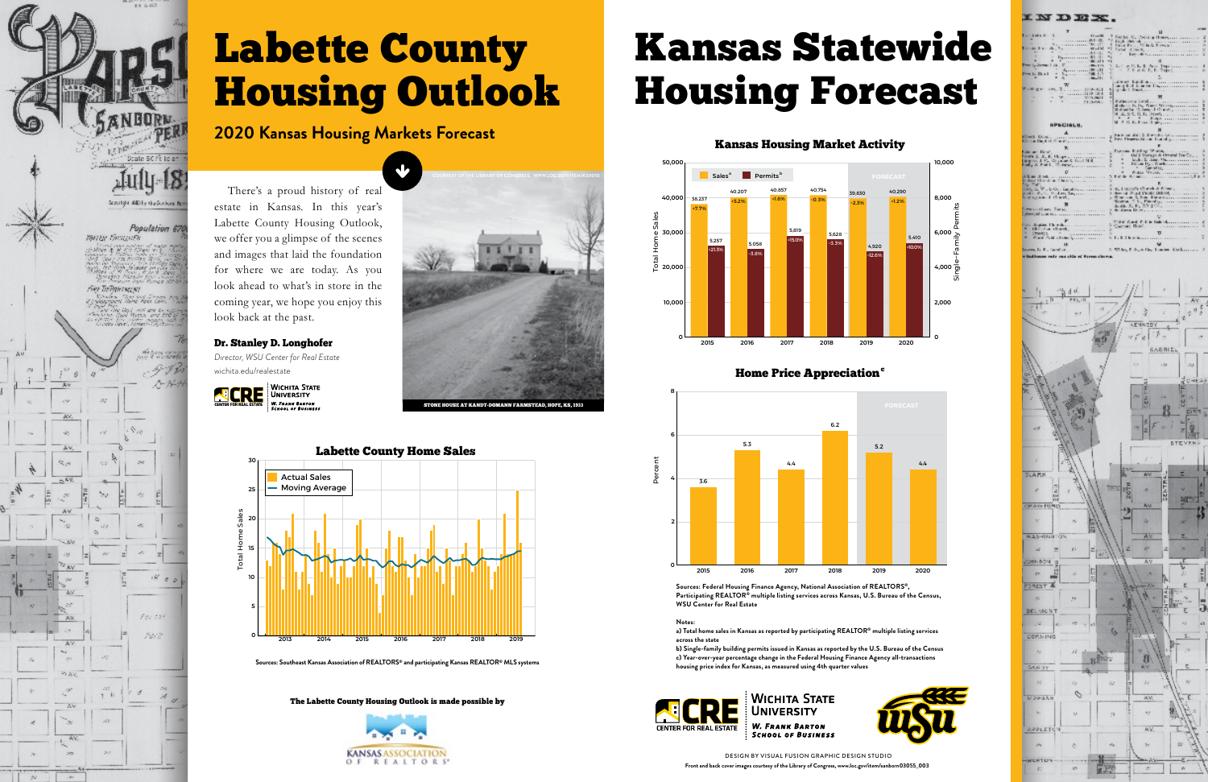# Labette County Housing Outlook

## 2020 Kansas Housing Markets Forecast

There's a proud history of real estate in Kansas. In this year's Labette County Housing Outlook, we offer you a glimpse of the scenes and images that laid the foundation for where we are today. As you look ahead to what's in store in the coming year, we hope you enjoy this look back at the past.

**Dr. Stanley D. Longhofer**
*Director, WSU Center for Real Estate*
wichita.edu/realestate

COURTESY OF THE LIBRARY OF CONGRESS, WWW.LOC.GOV/ITEM/KS0010

STONE HOUSE AT KANDT-DOMANN FARMSTEAD, HOPE, KS, 1933

### Labette County Home Sales

Sources: Southeast Kansas Association of REALTORS® and participating Kansas REALTOR® MLS systems

**The Labette County Housing Outlook is made possible by**

KANSAS ASSOCIATION OF REALTORS®

# Kansas Statewide Housing Forecast

### Kansas Housing Market Activity

| Year | Sales[a] | Sales % change | Permits[b] | Permits % change |
|---|---|---|---|---|
| 2015 | 38,237 | +7.7% | 5,257 | +21.3% |
| 2016 | 40,207 | +5.2% | 5,058 | -3.8% |
| 2017 | 40,857 | +1.6% | 5,819 | +15.0% |
| 2018 | 40,754 | -0.3% | 5,628 | -3.3% |
| 2019 (Forecast) | 39,830 | -2.3% | 4,920 | -12.6% |
| 2020 (Forecast) | 40,290 | +1.2% | 5,410 | +10.0% |

### Home Price Appreciation[c]

| Year | Percent |
|---|---|
| 2015 | 3.6 |
| 2016 | 5.3 |
| 2017 | 4.4 |
| 2018 | 6.2 |
| 2019 (Forecast) | 5.2 |
| 2020 (Forecast) | 4.4 |

**Sources: Federal Housing Finance Agency, National Association of REALTORS®, Participating REALTOR® multiple listing services across Kansas, U.S. Bureau of the Census, WSU Center for Real Estate**

**Notes:**
**a) Total home sales in Kansas as reported by participating REALTOR® multiple listing services across the state**
**b) Single-family building permits issued in Kansas as reported by the U.S. Bureau of the Census**
**c) Year-over-year percentage change in the Federal Housing Finance Agency all-transactions housing price index for Kansas, as measured using 4th quarter values**

CRE Center for Real Estate — Wichita State University, W. Frank Barton School of Business

DESIGN BY VISUAL FUSION GRAPHIC DESIGN STUDIO

Front and back cover images courtesy of the Library of Congress, www.loc.gov/item/sanborn03055_003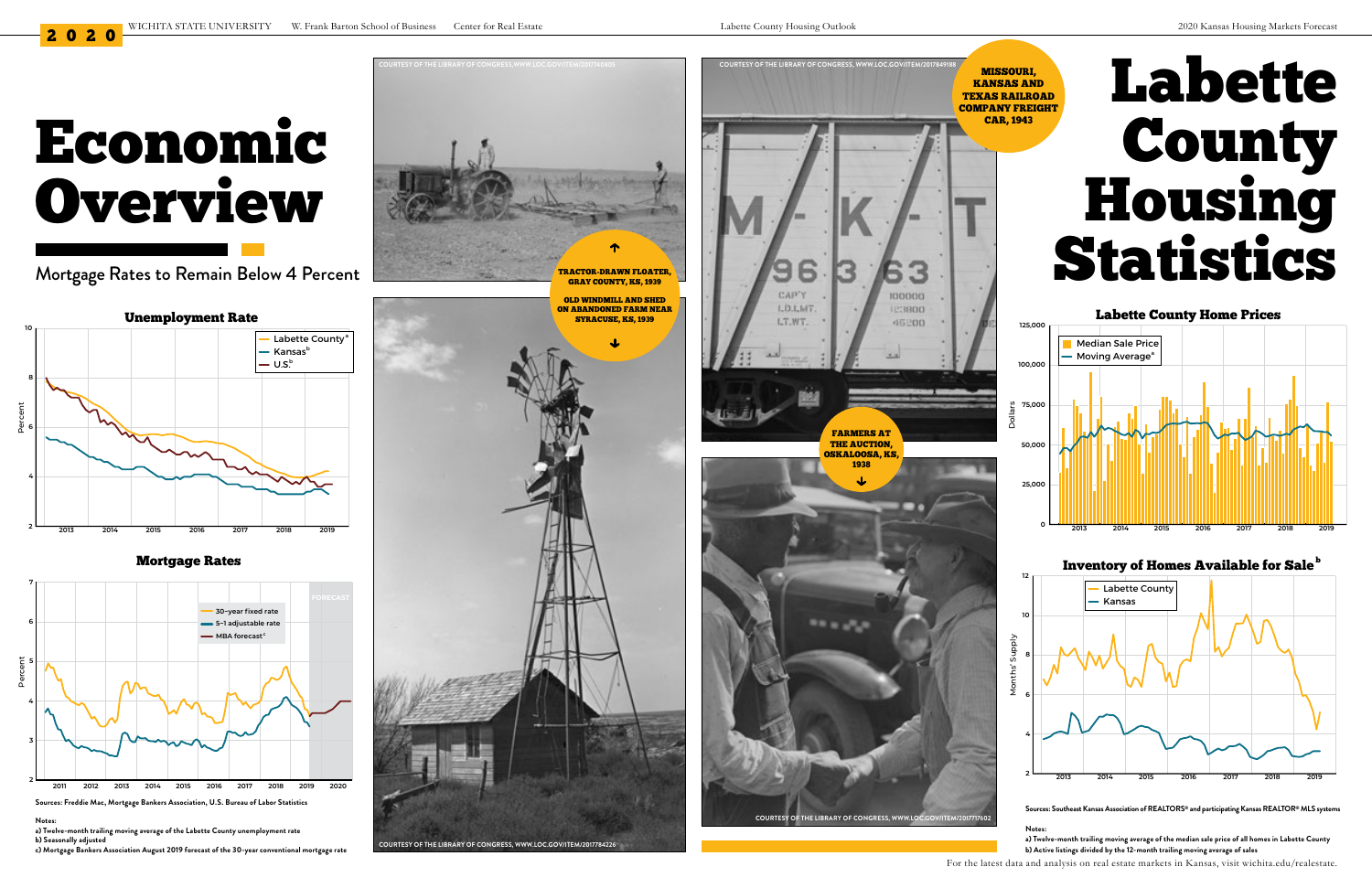# Economic Overview

Mortgage Rates to Remain Below 4 Percent

### Unemployment Rate

Labette County[a]
Kansas[b]
U.S.[b]

Percent

10
8
6
4
2

2013 2014 2015 2016 2017 2018 2019

### Mortgage Rates

FORECAST

30-year fixed rate
5-1 adjustable rate
MBA forecast[c]

Percent

7
6
5
4
3
2

2011 2012 2013 2014 2015 2016 2017 2018 2019 2020

Sources: Freddie Mac, Mortgage Bankers Association, U.S. Bureau of Labor Statistics

Notes:
a) Twelve-month trailing moving average of the Labette County unemployment rate
b) Seasonally adjusted
c) Mortgage Bankers Association August 2019 forecast of the 30-year conventional mortgage rate

COURTESY OF THE LIBRARY OF CONGRESS, WWW.LOC.GOV/ITEM/2017740805

TRACTOR-DRAWN FLOATER, GRAY COUNTY, KS, 1939

OLD WINDMILL AND SHED ON ABANDONED FARM NEAR SYRACUSE, KS, 1939

COURTESY OF THE LIBRARY OF CONGRESS, WWW.LOC.GOV/ITEM/2017784226

COURTESY OF THE LIBRARY OF CONGRESS, WWW.LOC.GOV/ITEM/2017849188

MISSOURI, KANSAS AND TEXAS RAILROAD COMPANY FREIGHT CAR, 1943

FARMERS AT THE AUCTION, OSKALOOSA, KS, 1938

COURTESY OF THE LIBRARY OF CONGRESS, WWW.LOC.GOV/ITEM/2017717602

# Labette County Housing Statistics

### Labette County Home Prices

Median Sale Price
Moving Average[a]

Dollars

125,000
100,000
75,000
50,000
25,000
0

2013 2014 2015 2016 2017 2018 2019

### Inventory of Homes Available for Sale[b]

Labette County
Kansas

Months' Supply

12
10
8
6
4
2

2013 2014 2015 2016 2017 2018 2019

Sources: Southeast Kansas Association of REALTORS® and participating Kansas REALTOR® MLS systems

Notes:
a) Twelve-month trailing moving average of the median sale price of all homes in Labette County
b) Active listings divided by the 12-month trailing moving average of sales

For the latest data and analysis on real estate markets in Kansas, visit wichita.edu/realestate.